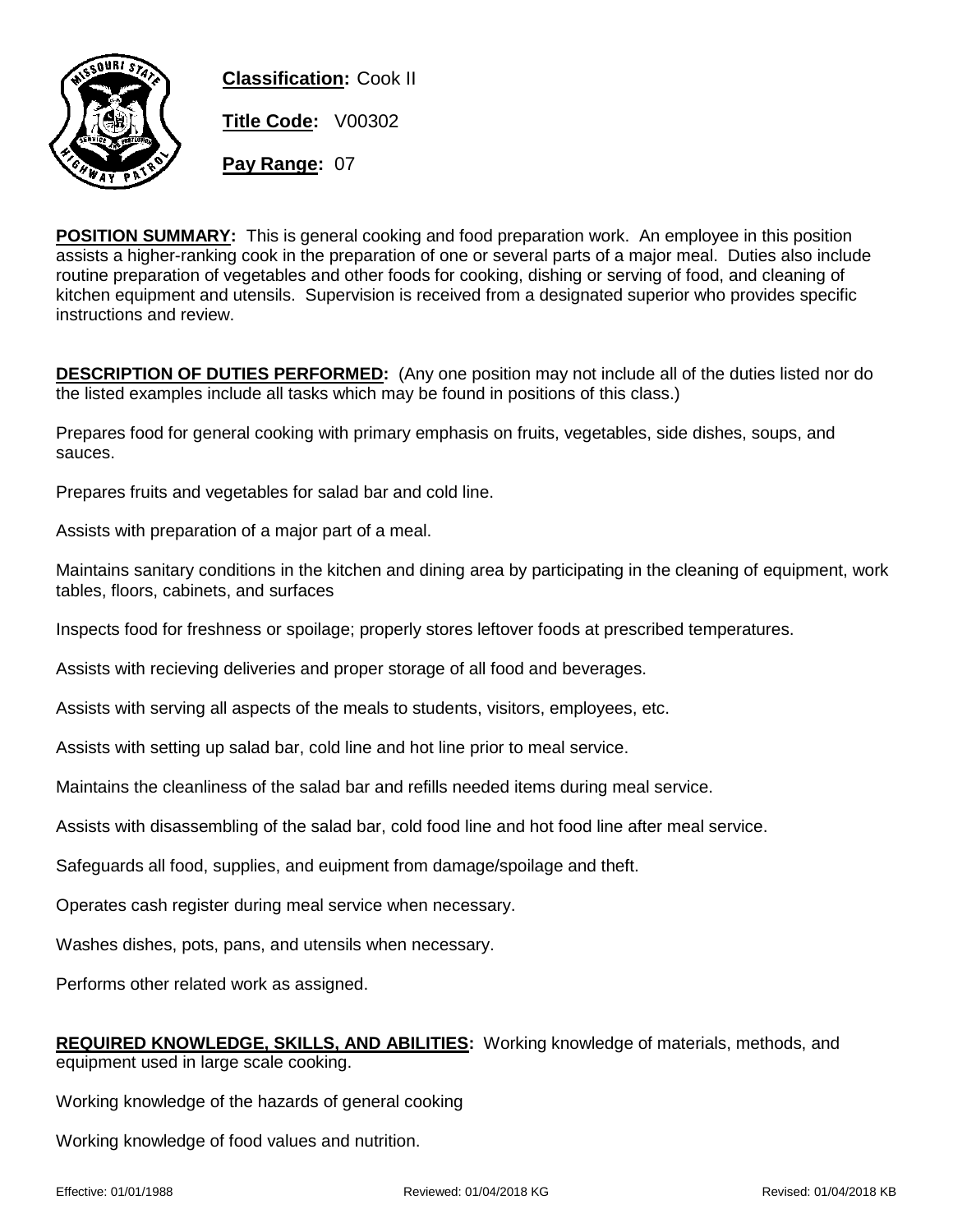**Classification:** Cook II

**Title Code:** V00302

**Pay Range:** 07

**POSITION SUMMARY:** This is general cooking and food preparation work. An employee in this position assists a higher-ranking cook in the preparation of one or several parts of a major meal. Duties also include routine preparation of vegetables and other foods for cooking, dishing or serving of food, and cleaning of kitchen equipment and utensils. Supervision is received from a designated superior who provides specific instructions and review.

**DESCRIPTION OF DUTIES PERFORMED:** (Any one position may not include all of the duties listed nor do the listed examples include all tasks which may be found in positions of this class.)

Prepares food for general cooking with primary emphasis on fruits, vegetables, side dishes, soups, and sauces.

Prepares fruits and vegetables for salad bar and cold line.

Assists with preparation of a major part of a meal.

Maintains sanitary conditions in the kitchen and dining area by participating in the cleaning of equipment, work tables, floors, cabinets, and surfaces

Inspects food for freshness or spoilage; properly stores leftover foods at prescribed temperatures.

Assists with recieving deliveries and proper storage of all food and beverages.

Assists with serving all aspects of the meals to students, visitors, employees, etc.

Assists with setting up salad bar, cold line and hot line prior to meal service.

Maintains the cleanliness of the salad bar and refills needed items during meal service.

Assists with disassembling of the salad bar, cold food line and hot food line after meal service.

Safeguards all food, supplies, and euipment from damage/spoilage and theft.

Operates cash register during meal service when necessary.

Washes dishes, pots, pans, and utensils when necessary.

Performs other related work as assigned.

**REQUIRED KNOWLEDGE, SKILLS, AND ABILITIES:** Working knowledge of materials, methods, and equipment used in large scale cooking.

Working knowledge of the hazards of general cooking

Working knowledge of food values and nutrition.

Effective: 01/01/1988 Reviewed: 01/04/2018 KG Revised: 01/04/2018 KB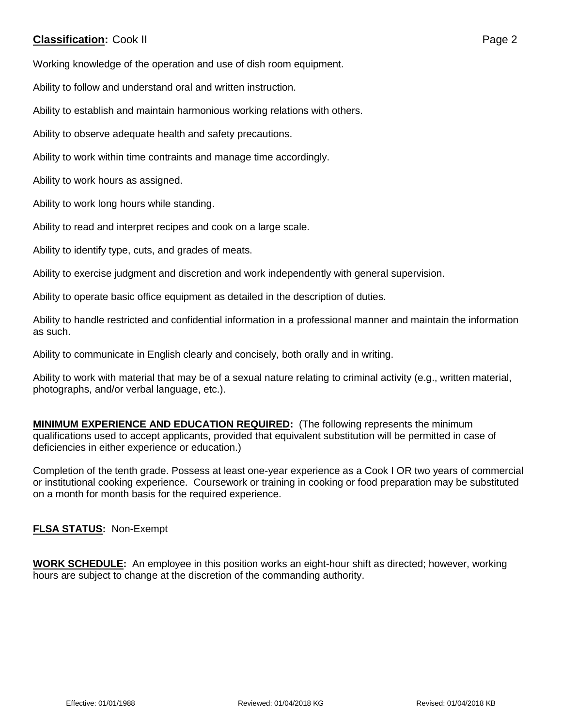Working knowledge of the operation and use of dish room equipment.

Ability to follow and understand oral and written instruction.

Ability to establish and maintain harmonious working relations with others.

Ability to observe adequate health and safety precautions.

Ability to work within time contraints and manage time accordingly.

Ability to work hours as assigned.

Ability to work long hours while standing.

Ability to read and interpret recipes and cook on a large scale.

Ability to identify type, cuts, and grades of meats.

Ability to exercise judgment and discretion and work independently with general supervision.

Ability to operate basic office equipment as detailed in the description of duties.

Ability to handle restricted and confidential information in a professional manner and maintain the information as such.

Ability to communicate in English clearly and concisely, both orally and in writing.

Ability to work with material that may be of a sexual nature relating to criminal activity (e.g., written material, photographs, and/or verbal language, etc.).

**MINIMUM EXPERIENCE AND EDUCATION REQUIRED:** (The following represents the minimum qualifications used to accept applicants, provided that equivalent substitution will be permitted in case of deficiencies in either experience or education.)

Completion of the tenth grade. Possess at least one-year experience as a Cook I OR two years of commercial or institutional cooking experience. Coursework or training in cooking or food preparation may be substituted on a month for month basis for the required experience.

**FLSA STATUS:** Non-Exempt

**WORK SCHEDULE:** An employee in this position works an eight-hour shift as directed; however, working hours are subject to change at the discretion of the commanding authority.

Effective: 01/01/1988 Reviewed: 01/04/2018 KG Revised: 01/04/2018 KB